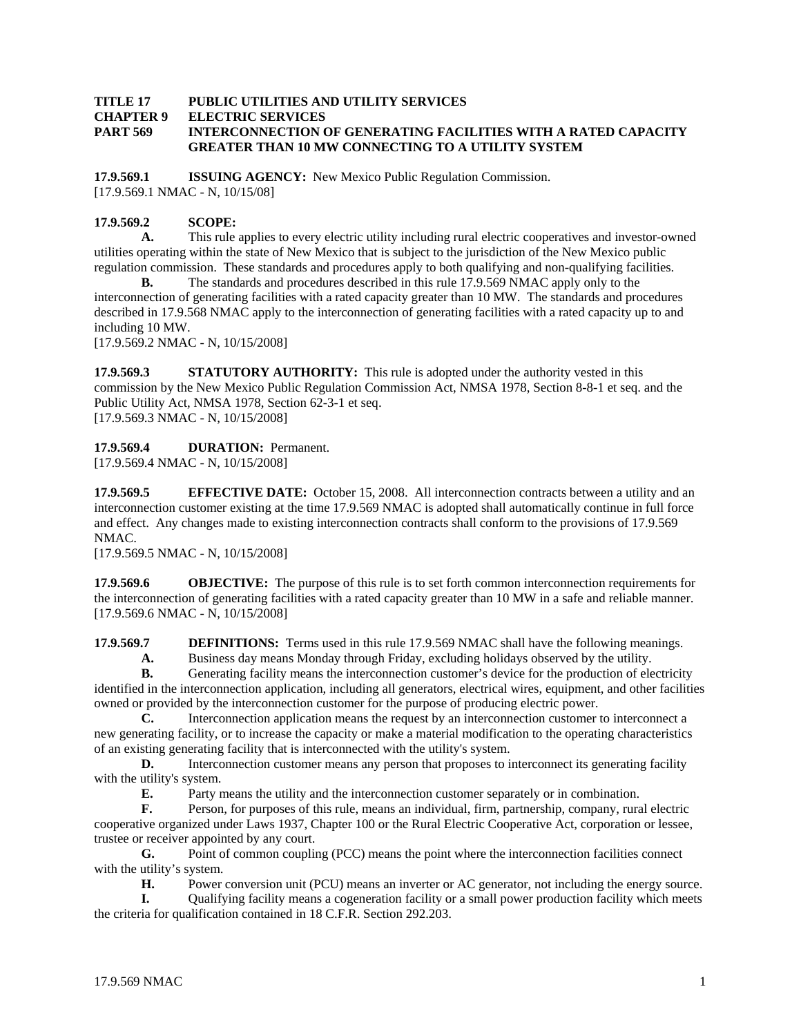**TITLE 17 PUBLIC UTILITIES AND UTILITY SERVICES**
**CHAPTER 9 ELECTRIC SERVICES**
**PART 569 INTERCONNECTION OF GENERATING FACILITIES WITH A RATED CAPACITY GREATER THAN 10 MW CONNECTING TO A UTILITY SYSTEM**

**17.9.569.1 ISSUING AGENCY:** New Mexico Public Regulation Commission.
[17.9.569.1 NMAC - N, 10/15/08]

**17.9.569.2 SCOPE:**

**A.** This rule applies to every electric utility including rural electric cooperatives and investor-owned utilities operating within the state of New Mexico that is subject to the jurisdiction of the New Mexico public regulation commission. These standards and procedures apply to both qualifying and non-qualifying facilities.

**B.** The standards and procedures described in this rule 17.9.569 NMAC apply only to the interconnection of generating facilities with a rated capacity greater than 10 MW. The standards and procedures described in 17.9.568 NMAC apply to the interconnection of generating facilities with a rated capacity up to and including 10 MW.
[17.9.569.2 NMAC - N, 10/15/2008]

**17.9.569.3 STATUTORY AUTHORITY:** This rule is adopted under the authority vested in this commission by the New Mexico Public Regulation Commission Act, NMSA 1978, Section 8-8-1 et seq. and the Public Utility Act, NMSA 1978, Section 62-3-1 et seq.
[17.9.569.3 NMAC - N, 10/15/2008]

**17.9.569.4 DURATION:** Permanent.
[17.9.569.4 NMAC - N, 10/15/2008]

**17.9.569.5 EFFECTIVE DATE:** October 15, 2008. All interconnection contracts between a utility and an interconnection customer existing at the time 17.9.569 NMAC is adopted shall automatically continue in full force and effect. Any changes made to existing interconnection contracts shall conform to the provisions of 17.9.569 NMAC.
[17.9.569.5 NMAC - N, 10/15/2008]

**17.9.569.6 OBJECTIVE:** The purpose of this rule is to set forth common interconnection requirements for the interconnection of generating facilities with a rated capacity greater than 10 MW in a safe and reliable manner.
[17.9.569.6 NMAC - N, 10/15/2008]

**17.9.569.7 DEFINITIONS:** Terms used in this rule 17.9.569 NMAC shall have the following meanings.

**A.** Business day means Monday through Friday, excluding holidays observed by the utility.

**B.** Generating facility means the interconnection customer's device for the production of electricity identified in the interconnection application, including all generators, electrical wires, equipment, and other facilities owned or provided by the interconnection customer for the purpose of producing electric power.

**C.** Interconnection application means the request by an interconnection customer to interconnect a new generating facility, or to increase the capacity or make a material modification to the operating characteristics of an existing generating facility that is interconnected with the utility's system.

**D.** Interconnection customer means any person that proposes to interconnect its generating facility with the utility's system.

**E.** Party means the utility and the interconnection customer separately or in combination.

**F.** Person, for purposes of this rule, means an individual, firm, partnership, company, rural electric cooperative organized under Laws 1937, Chapter 100 or the Rural Electric Cooperative Act, corporation or lessee, trustee or receiver appointed by any court.

**G.** Point of common coupling (PCC) means the point where the interconnection facilities connect with the utility's system.

**H.** Power conversion unit (PCU) means an inverter or AC generator, not including the energy source.

**I.** Qualifying facility means a cogeneration facility or a small power production facility which meets the criteria for qualification contained in 18 C.F.R. Section 292.203.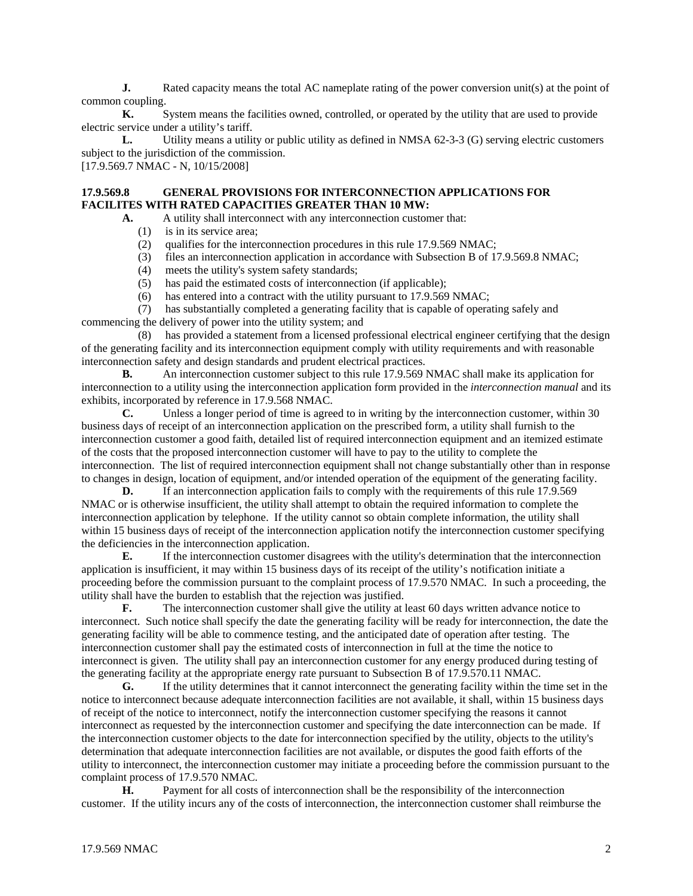**J.** Rated capacity means the total AC nameplate rating of the power conversion unit(s) at the point of common coupling.

**K.** System means the facilities owned, controlled, or operated by the utility that are used to provide electric service under a utility's tariff.

**L.** Utility means a utility or public utility as defined in NMSA 62-3-3 (G) serving electric customers subject to the jurisdiction of the commission.

[17.9.569.7 NMAC - N, 10/15/2008]

## 17.9.569.8 GENERAL PROVISIONS FOR INTERCONNECTION APPLICATIONS FOR FACILITES WITH RATED CAPACITIES GREATER THAN 10 MW:

**A.** A utility shall interconnect with any interconnection customer that:

(1) is in its service area;

(2) qualifies for the interconnection procedures in this rule 17.9.569 NMAC;

(3) files an interconnection application in accordance with Subsection B of 17.9.569.8 NMAC;

(4) meets the utility's system safety standards;

(5) has paid the estimated costs of interconnection (if applicable);

(6) has entered into a contract with the utility pursuant to 17.9.569 NMAC;

(7) has substantially completed a generating facility that is capable of operating safely and commencing the delivery of power into the utility system; and

(8) has provided a statement from a licensed professional electrical engineer certifying that the design of the generating facility and its interconnection equipment comply with utility requirements and with reasonable interconnection safety and design standards and prudent electrical practices.

**B.** An interconnection customer subject to this rule 17.9.569 NMAC shall make its application for interconnection to a utility using the interconnection application form provided in the *interconnection manual* and its exhibits, incorporated by reference in 17.9.568 NMAC.

**C.** Unless a longer period of time is agreed to in writing by the interconnection customer, within 30 business days of receipt of an interconnection application on the prescribed form, a utility shall furnish to the interconnection customer a good faith, detailed list of required interconnection equipment and an itemized estimate of the costs that the proposed interconnection customer will have to pay to the utility to complete the interconnection. The list of required interconnection equipment shall not change substantially other than in response to changes in design, location of equipment, and/or intended operation of the equipment of the generating facility.

**D.** If an interconnection application fails to comply with the requirements of this rule 17.9.569 NMAC or is otherwise insufficient, the utility shall attempt to obtain the required information to complete the interconnection application by telephone. If the utility cannot so obtain complete information, the utility shall within 15 business days of receipt of the interconnection application notify the interconnection customer specifying the deficiencies in the interconnection application.

**E.** If the interconnection customer disagrees with the utility's determination that the interconnection application is insufficient, it may within 15 business days of its receipt of the utility's notification initiate a proceeding before the commission pursuant to the complaint process of 17.9.570 NMAC. In such a proceeding, the utility shall have the burden to establish that the rejection was justified.

**F.** The interconnection customer shall give the utility at least 60 days written advance notice to interconnect. Such notice shall specify the date the generating facility will be ready for interconnection, the date the generating facility will be able to commence testing, and the anticipated date of operation after testing. The interconnection customer shall pay the estimated costs of interconnection in full at the time the notice to interconnect is given. The utility shall pay an interconnection customer for any energy produced during testing of the generating facility at the appropriate energy rate pursuant to Subsection B of 17.9.570.11 NMAC.

**G.** If the utility determines that it cannot interconnect the generating facility within the time set in the notice to interconnect because adequate interconnection facilities are not available, it shall, within 15 business days of receipt of the notice to interconnect, notify the interconnection customer specifying the reasons it cannot interconnect as requested by the interconnection customer and specifying the date interconnection can be made. If the interconnection customer objects to the date for interconnection specified by the utility, objects to the utility's determination that adequate interconnection facilities are not available, or disputes the good faith efforts of the utility to interconnect, the interconnection customer may initiate a proceeding before the commission pursuant to the complaint process of 17.9.570 NMAC.

**H.** Payment for all costs of interconnection shall be the responsibility of the interconnection customer. If the utility incurs any of the costs of interconnection, the interconnection customer shall reimburse the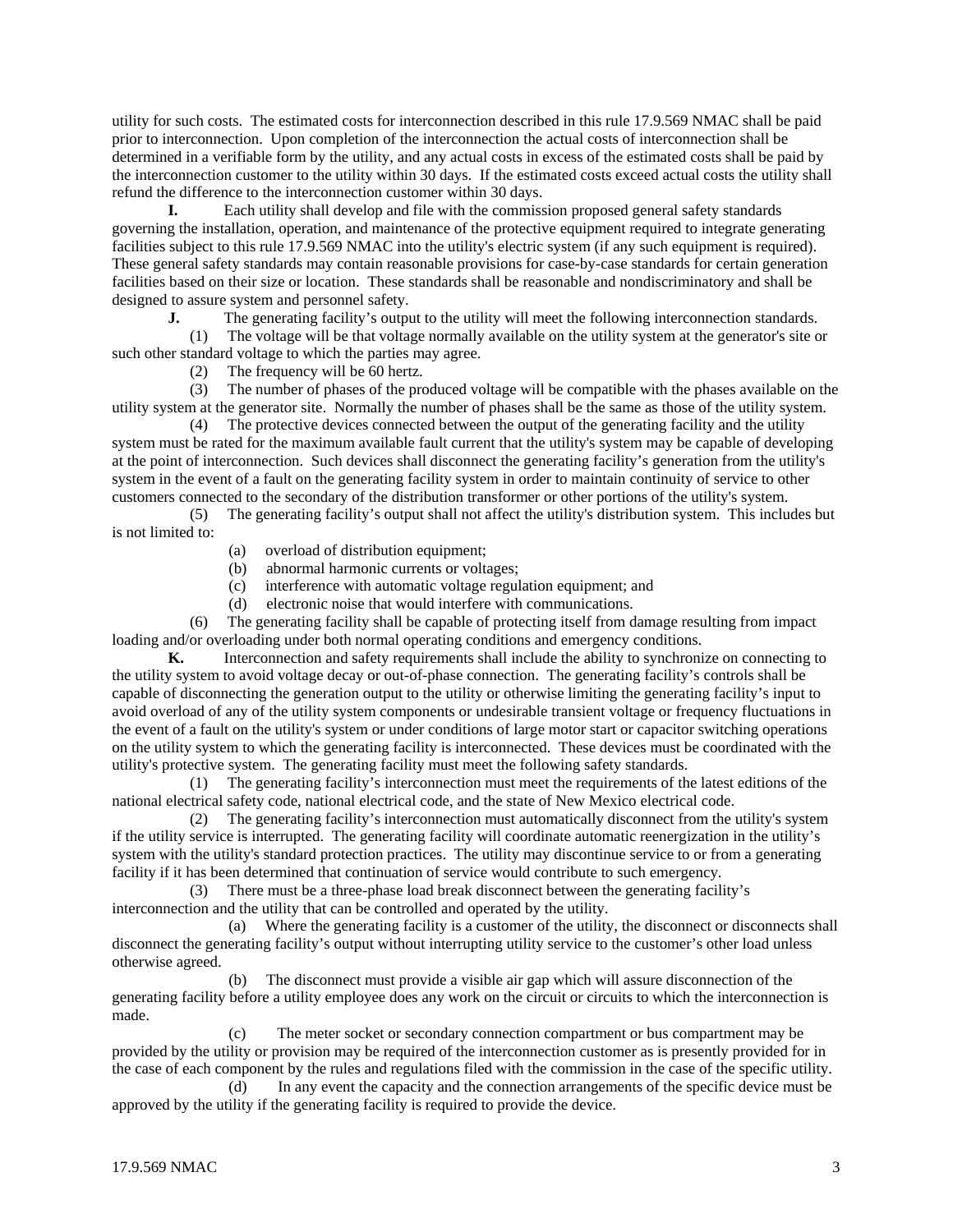utility for such costs. The estimated costs for interconnection described in this rule 17.9.569 NMAC shall be paid prior to interconnection. Upon completion of the interconnection the actual costs of interconnection shall be determined in a verifiable form by the utility, and any actual costs in excess of the estimated costs shall be paid by the interconnection customer to the utility within 30 days. If the estimated costs exceed actual costs the utility shall refund the difference to the interconnection customer within 30 days.

**I.** Each utility shall develop and file with the commission proposed general safety standards governing the installation, operation, and maintenance of the protective equipment required to integrate generating facilities subject to this rule 17.9.569 NMAC into the utility's electric system (if any such equipment is required). These general safety standards may contain reasonable provisions for case-by-case standards for certain generation facilities based on their size or location. These standards shall be reasonable and nondiscriminatory and shall be designed to assure system and personnel safety.

**J.** The generating facility's output to the utility will meet the following interconnection standards.

(1) The voltage will be that voltage normally available on the utility system at the generator's site or such other standard voltage to which the parties may agree.

(2) The frequency will be 60 hertz.

(3) The number of phases of the produced voltage will be compatible with the phases available on the utility system at the generator site. Normally the number of phases shall be the same as those of the utility system.

(4) The protective devices connected between the output of the generating facility and the utility system must be rated for the maximum available fault current that the utility's system may be capable of developing at the point of interconnection. Such devices shall disconnect the generating facility's generation from the utility's system in the event of a fault on the generating facility system in order to maintain continuity of service to other customers connected to the secondary of the distribution transformer or other portions of the utility's system.

(5) The generating facility's output shall not affect the utility's distribution system. This includes but is not limited to:

(a) overload of distribution equipment;

(b) abnormal harmonic currents or voltages;

(c) interference with automatic voltage regulation equipment; and

(d) electronic noise that would interfere with communications.

(6) The generating facility shall be capable of protecting itself from damage resulting from impact loading and/or overloading under both normal operating conditions and emergency conditions.

**K.** Interconnection and safety requirements shall include the ability to synchronize on connecting to the utility system to avoid voltage decay or out-of-phase connection. The generating facility's controls shall be capable of disconnecting the generation output to the utility or otherwise limiting the generating facility's input to avoid overload of any of the utility system components or undesirable transient voltage or frequency fluctuations in the event of a fault on the utility's system or under conditions of large motor start or capacitor switching operations on the utility system to which the generating facility is interconnected. These devices must be coordinated with the utility's protective system. The generating facility must meet the following safety standards.

(1) The generating facility's interconnection must meet the requirements of the latest editions of the national electrical safety code, national electrical code, and the state of New Mexico electrical code.

(2) The generating facility's interconnection must automatically disconnect from the utility's system if the utility service is interrupted. The generating facility will coordinate automatic reenergization in the utility's system with the utility's standard protection practices. The utility may discontinue service to or from a generating facility if it has been determined that continuation of service would contribute to such emergency.

(3) There must be a three-phase load break disconnect between the generating facility's interconnection and the utility that can be controlled and operated by the utility.

(a) Where the generating facility is a customer of the utility, the disconnect or disconnects shall disconnect the generating facility's output without interrupting utility service to the customer's other load unless otherwise agreed.

(b) The disconnect must provide a visible air gap which will assure disconnection of the generating facility before a utility employee does any work on the circuit or circuits to which the interconnection is made.

(c) The meter socket or secondary connection compartment or bus compartment may be provided by the utility or provision may be required of the interconnection customer as is presently provided for in the case of each component by the rules and regulations filed with the commission in the case of the specific utility.

(d) In any event the capacity and the connection arrangements of the specific device must be approved by the utility if the generating facility is required to provide the device.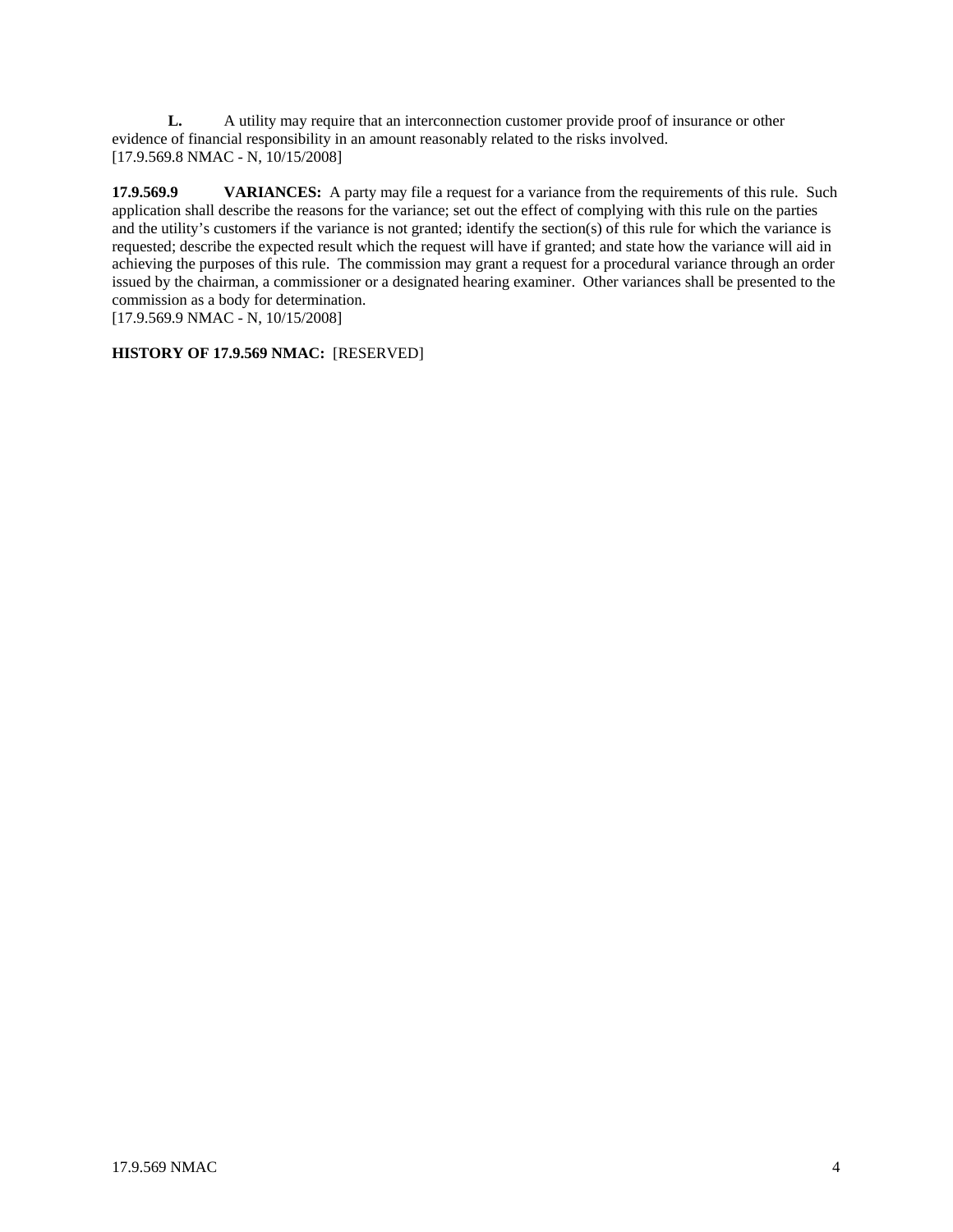**L.** A utility may require that an interconnection customer provide proof of insurance or other evidence of financial responsibility in an amount reasonably related to the risks involved.
[17.9.569.8 NMAC - N, 10/15/2008]

**17.9.569.9 VARIANCES:** A party may file a request for a variance from the requirements of this rule. Such application shall describe the reasons for the variance; set out the effect of complying with this rule on the parties and the utility's customers if the variance is not granted; identify the section(s) of this rule for which the variance is requested; describe the expected result which the request will have if granted; and state how the variance will aid in achieving the purposes of this rule. The commission may grant a request for a procedural variance through an order issued by the chairman, a commissioner or a designated hearing examiner. Other variances shall be presented to the commission as a body for determination.
[17.9.569.9 NMAC - N, 10/15/2008]

**HISTORY OF 17.9.569 NMAC:** [RESERVED]